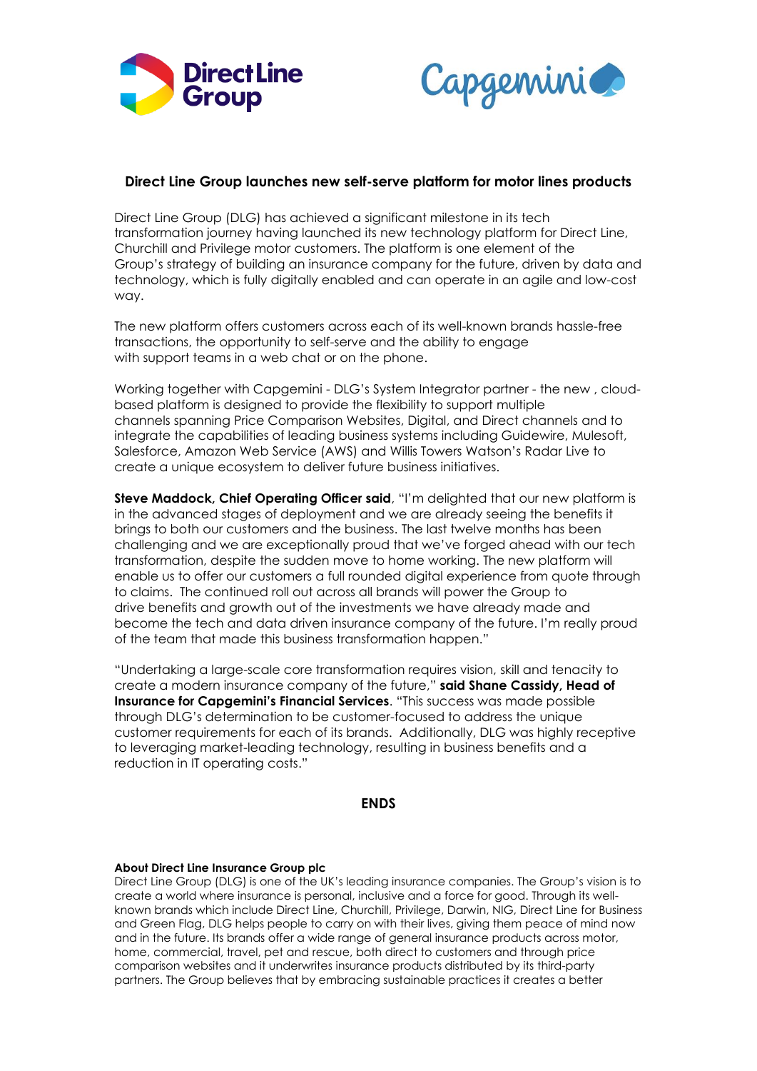# Direct Line Group launches new self-serve platform for motor lines products

Direct Line Group (DLG) has achieved a significant milestone in its tech transformation journey having launched its new technology platform for Direct Line, Churchill and Privilege motor customers. The platform is one element of the Group's strategy of building an insurance company for the future, driven by data and technology, which is fully digitally enabled and can operate in an agile and low-cost way.

The new platform offers customers across each of its well-known brands hassle-free transactions, the opportunity to self-serve and the ability to engage with support teams in a web chat or on the phone.

Working together with Capgemini - DLG's System Integrator partner - the new , cloud-based platform is designed to provide the flexibility to support multiple channels spanning Price Comparison Websites, Digital, and Direct channels and to integrate the capabilities of leading business systems including Guidewire, Mulesoft, Salesforce, Amazon Web Service (AWS) and Willis Towers Watson's Radar Live to create a unique ecosystem to deliver future business initiatives.

**Steve Maddock, Chief Operating Officer said**, "I'm delighted that our new platform is in the advanced stages of deployment and we are already seeing the benefits it brings to both our customers and the business. The last twelve months has been challenging and we are exceptionally proud that we've forged ahead with our tech transformation, despite the sudden move to home working. The new platform will enable us to offer our customers a full rounded digital experience from quote through to claims. The continued roll out across all brands will power the Group to drive benefits and growth out of the investments we have already made and become the tech and data driven insurance company of the future. I'm really proud of the team that made this business transformation happen."

"Undertaking a large-scale core transformation requires vision, skill and tenacity to create a modern insurance company of the future," **said Shane Cassidy, Head of Insurance for Capgemini's Financial Services**. "This success was made possible through DLG's determination to be customer-focused to address the unique customer requirements for each of its brands. Additionally, DLG was highly receptive to leveraging market-leading technology, resulting in business benefits and a reduction in IT operating costs."

**ENDS**

**About Direct Line Insurance Group plc**

Direct Line Group (DLG) is one of the UK's leading insurance companies. The Group's vision is to create a world where insurance is personal, inclusive and a force for good. Through its well-known brands which include Direct Line, Churchill, Privilege, Darwin, NIG, Direct Line for Business and Green Flag, DLG helps people to carry on with their lives, giving them peace of mind now and in the future. Its brands offer a wide range of general insurance products across motor, home, commercial, travel, pet and rescue, both direct to customers and through price comparison websites and it underwrites insurance products distributed by its third-party partners. The Group believes that by embracing sustainable practices it creates a better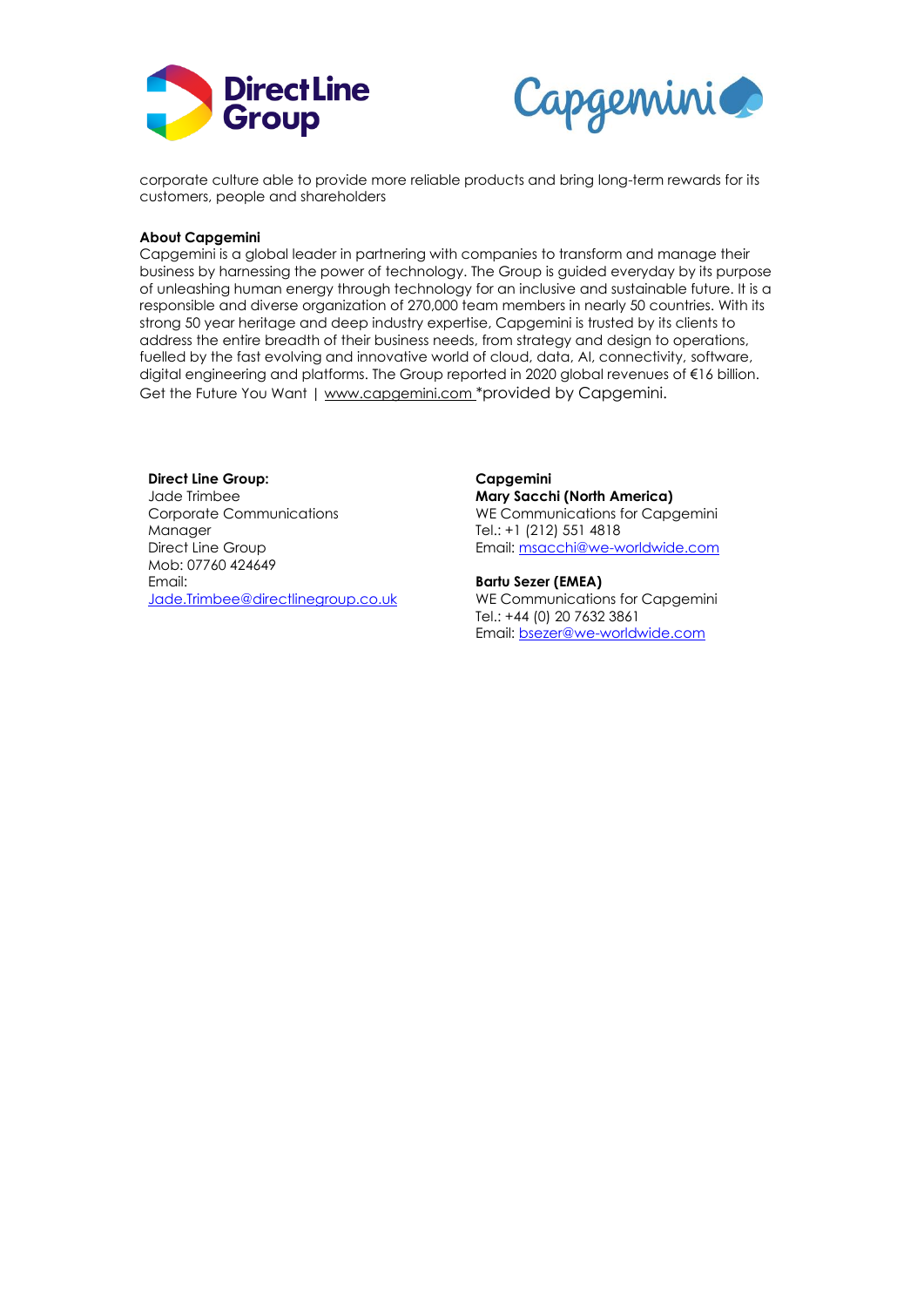corporate culture able to provide more reliable products and bring long-term rewards for its customers, people and shareholders

**About Capgemini**
Capgemini is a global leader in partnering with companies to transform and manage their business by harnessing the power of technology. The Group is guided everyday by its purpose of unleashing human energy through technology for an inclusive and sustainable future. It is a responsible and diverse organization of 270,000 team members in nearly 50 countries. With its strong 50 year heritage and deep industry expertise, Capgemini is trusted by its clients to address the entire breadth of their business needs, from strategy and design to operations, fuelled by the fast evolving and innovative world of cloud, data, AI, connectivity, software, digital engineering and platforms. The Group reported in 2020 global revenues of €16 billion.
Get the Future You Want | www.capgemini.com *provided by Capgemini.

**Direct Line Group:**
Jade Trimbee
Corporate Communications Manager
Direct Line Group
Mob: 07760 424649
Email: Jade.Trimbee@directlinegroup.co.uk

**Capgemini**
**Mary Sacchi (North America)**
WE Communications for Capgemini
Tel.: +1 (212) 551 4818
Email: msacchi@we-worldwide.com

**Bartu Sezer (EMEA)**
WE Communications for Capgemini
Tel.: +44 (0) 20 7632 3861
Email: bsezer@we-worldwide.com